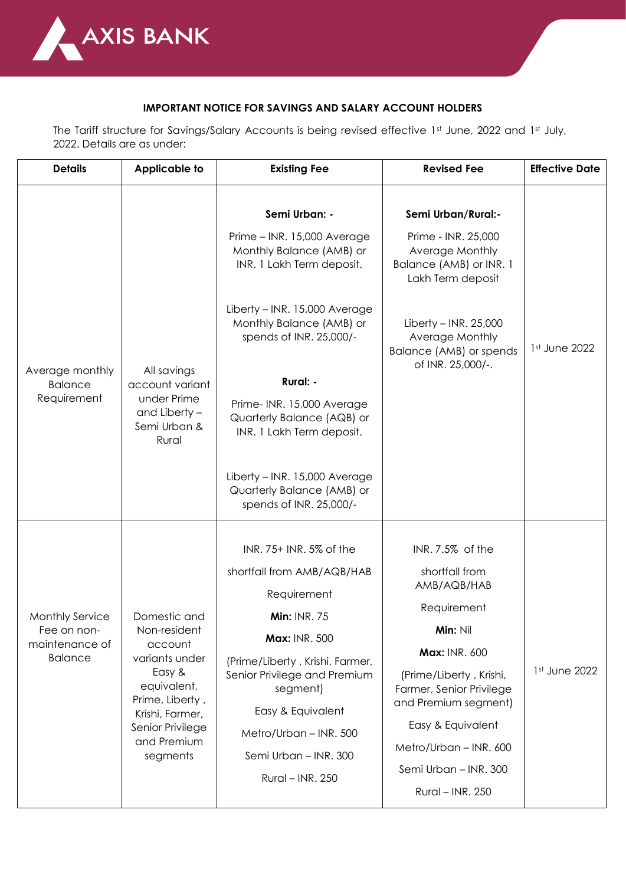AXIS BANK

**IMPORTANT NOTICE FOR SAVINGS AND SALARY ACCOUNT HOLDERS**

The Tariff structure for Savings/Salary Accounts is being revised effective 1st June, 2022 and 1st July, 2022. Details are as under:

| Details | Applicable to | Existing Fee | Revised Fee | Effective Date |
|---|---|---|---|---|
| Average monthly Balance Requirement | All savings account variant under Prime and Liberty – Semi Urban & Rural | **Semi Urban: -**<br>Prime – INR. 15,000 Average Monthly Balance (AMB) or INR. 1 Lakh Term deposit.<br><br>Liberty – INR. 15,000 Average Monthly Balance (AMB) or spends of INR. 25,000/-<br><br>**Rural: -**<br>Prime- INR. 15,000 Average Quarterly Balance (AQB) or INR. 1 Lakh Term deposit.<br><br>Liberty – INR. 15,000 Average Quarterly Balance (AMB) or spends of INR. 25,000/- | **Semi Urban/Rural:-**<br>Prime - INR. 25,000 Average Monthly Balance (AMB) or INR. 1 Lakh Term deposit<br><br>Liberty – INR. 25,000 Average Monthly Balance (AMB) or spends of INR. 25,000/-. | 1st June 2022 |
| Monthly Service Fee on non-maintenance of Balance | Domestic and Non-resident account variants under Easy & equivalent, Prime, Liberty , Krishi, Farmer, Senior Privilege and Premium segments | INR. 75+ INR. 5% of the shortfall from AMB/AQB/HAB Requirement<br>**Min:** INR. 75<br>**Max:** INR. 500<br>(Prime/Liberty , Krishi, Farmer, Senior Privilege and Premium segment)<br>Easy & Equivalent<br>Metro/Urban – INR. 500<br>Semi Urban – INR. 300<br>Rural – INR. 250 | INR. 7.5% of the shortfall from AMB/AQB/HAB Requirement<br>**Min:** Nil<br>**Max:** INR. 600<br>(Prime/Liberty , Krishi, Farmer, Senior Privilege and Premium segment)<br>Easy & Equivalent<br>Metro/Urban – INR. 600<br>Semi Urban – INR. 300<br>Rural – INR. 250 | 1st June 2022 |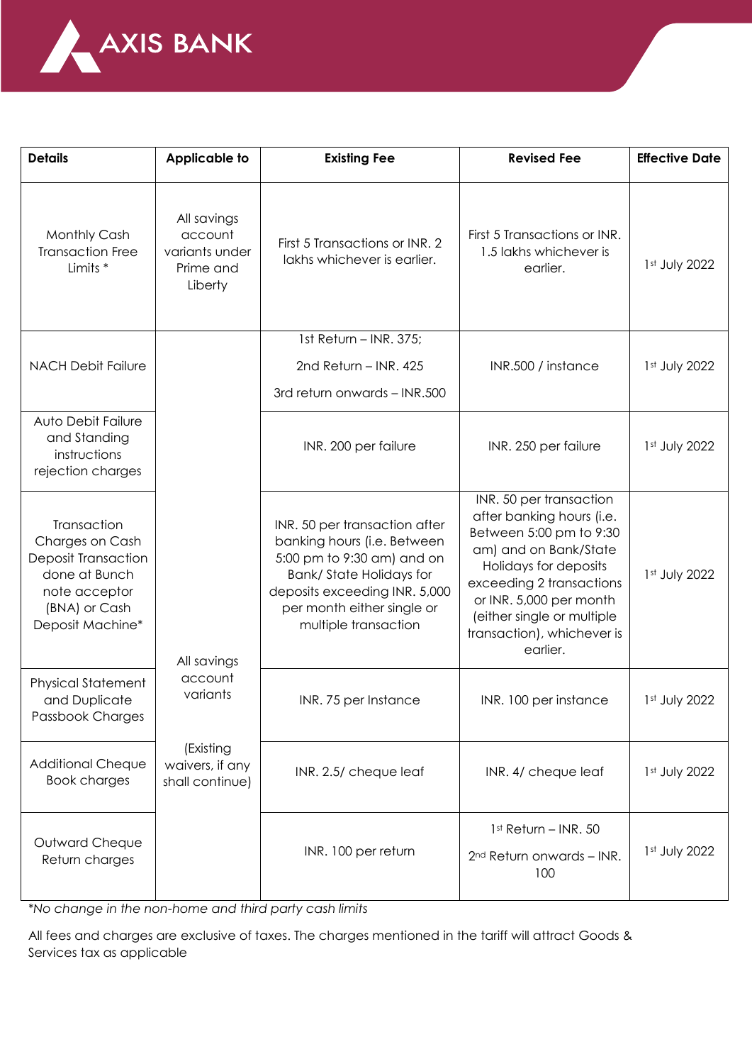| Details | Applicable to | Existing Fee | Revised Fee | Effective Date |
|---|---|---|---|---|
| Monthly Cash Transaction Free Limits * | All savings account variants under Prime and Liberty | First 5 Transactions or INR. 2 lakhs whichever is earlier. | First 5 Transactions or INR. 1.5 lakhs whichever is earlier. | 1st July 2022 |
| NACH Debit Failure | All savings account variants (Existing waivers, if any shall continue) | 1st Return – INR. 375; 2nd Return – INR. 425 3rd return onwards – INR.500 | INR.500 / instance | 1st July 2022 |
| Auto Debit Failure and Standing instructions rejection charges | All savings account variants (Existing waivers, if any shall continue) | INR. 200 per failure | INR. 250 per failure | 1st July 2022 |
| Transaction Charges on Cash Deposit Transaction done at Bunch note acceptor (BNA) or Cash Deposit Machine* | All savings account variants (Existing waivers, if any shall continue) | INR. 50 per transaction after banking hours (i.e. Between 5:00 pm to 9:30 am) and on Bank/ State Holidays for deposits exceeding INR. 5,000 per month either single or multiple transaction | INR. 50 per transaction after banking hours (i.e. Between 5:00 pm to 9:30 am) and on Bank/State Holidays for deposits exceeding 2 transactions or INR. 5,000 per month (either single or multiple transaction), whichever is earlier. | 1st July 2022 |
| Physical Statement and Duplicate Passbook Charges | All savings account variants (Existing waivers, if any shall continue) | INR. 75 per Instance | INR. 100 per instance | 1st July 2022 |
| Additional Cheque Book charges | All savings account variants (Existing waivers, if any shall continue) | INR. 2.5/ cheque leaf | INR. 4/ cheque leaf | 1st July 2022 |
| Outward Cheque Return charges | All savings account variants (Existing waivers, if any shall continue) | INR. 100 per return | 1st Return – INR. 50 2nd Return onwards – INR. 100 | 1st July 2022 |

*No change in the non-home and third party cash limits*

All fees and charges are exclusive of taxes. The charges mentioned in the tariff will attract Goods & Services tax as applicable